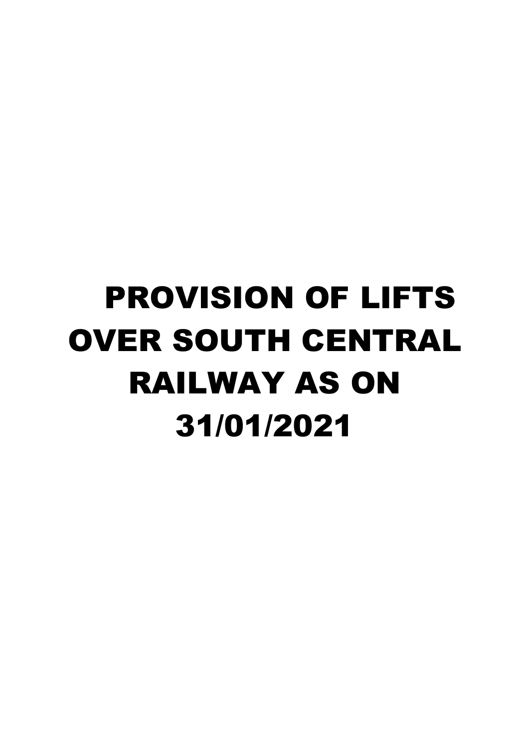# PROVISION OF LIFTS OVER SOUTH CENTRAL RAILWAY AS ON 31/01/2021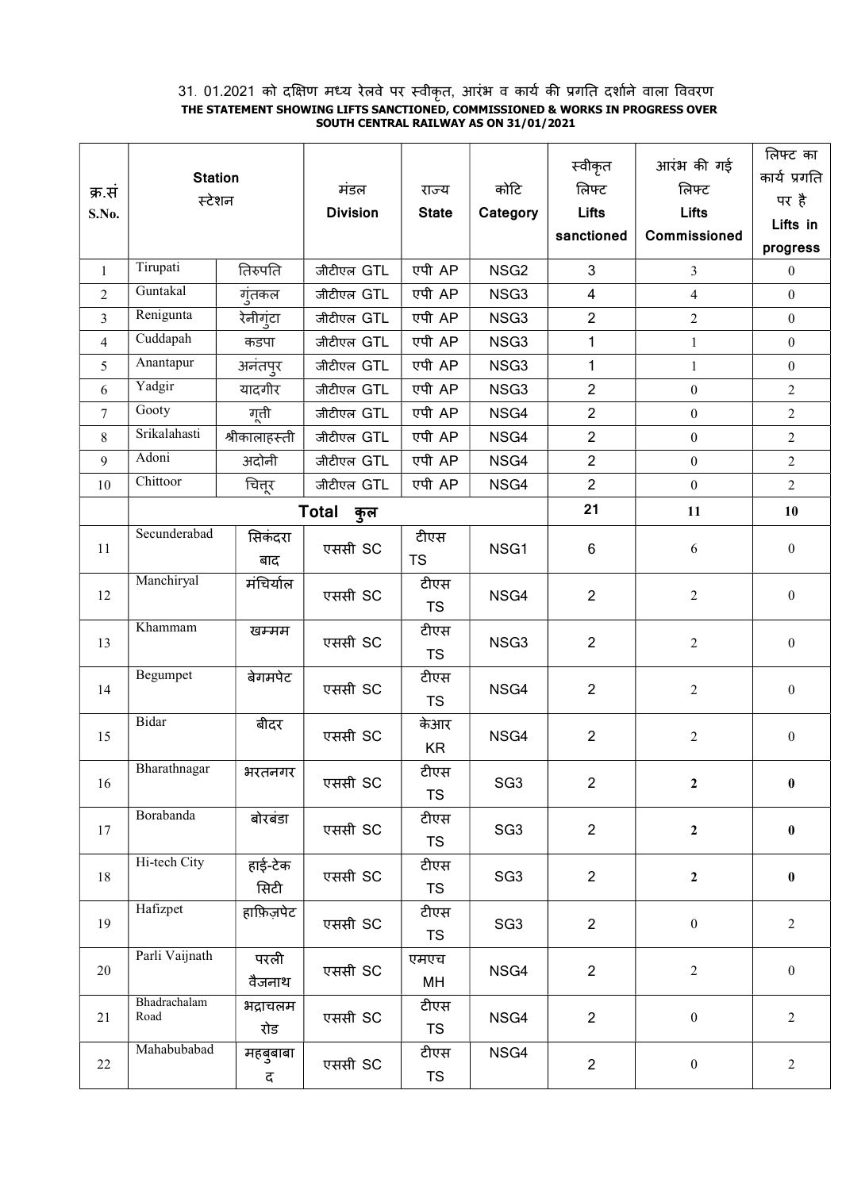31. 01.2021 को दक्षिण मध्य रेलवे पर स्वीकृत, आरंभ व कार्य की प्रगति दर्शाने वाला विवरण

**THE STATEMENT SHOWING LIFTS SANCTIONED, COMMISSIONED & WORKS IN PROGRESS OVER SOUTH CENTRAL RAILWAY AS ON 31/01/2021**

| क्र.सं S.No. | Station स्टेशन | | मंडल Division | राज्य State | कोटि Category | स्वीकृत लिफ्ट Lifts sanctioned | आरंभ की गई लिफ्ट Lifts Commissioned | लिफ्ट का कार्य प्रगति पर है Lifts in progress |
|---|---|---|---|---|---|---|---|---|
| 1 | Tirupati | तिरुपति | जीटीएल GTL | एपी AP | NSG2 | 3 | 3 | 0 |
| 2 | Guntakal | गुंतकल | जीटीएल GTL | एपी AP | NSG3 | 4 | 4 | 0 |
| 3 | Renigunta | रेनीगुंटा | जीटीएल GTL | एपी AP | NSG3 | 2 | 2 | 0 |
| 4 | Cuddapah | कडपा | जीटीएल GTL | एपी AP | NSG3 | 1 | 1 | 0 |
| 5 | Anantapur | अनंतपुर | जीटीएल GTL | एपी AP | NSG3 | 1 | 1 | 0 |
| 6 | Yadgir | यादगीर | जीटीएल GTL | एपी AP | NSG3 | 2 | 0 | 2 |
| 7 | Gooty | गुत्ती | जीटीएल GTL | एपी AP | NSG4 | 2 | 0 | 2 |
| 8 | Srikalahasti | श्रीकालाहस्ती | जीटीएल GTL | एपी AP | NSG4 | 2 | 0 | 2 |
| 9 | Adoni | अदोनी | जीटीएल GTL | एपी AP | NSG4 | 2 | 0 | 2 |
| 10 | Chittoor | चितूर | जीटीएल GTL | एपी AP | NSG4 | 2 | 0 | 2 |
| | **Total कुल** | | | | | **21** | **11** | **10** |
| 11 | Secunderabad | सिकंदराबाद | एससी SC | टीएस TS | NSG1 | 6 | 6 | 0 |
| 12 | Manchiryal | मंचिर्याल | एससी SC | टीएस TS | NSG4 | 2 | 2 | 0 |
| 13 | Khammam | खम्मम | एससी SC | टीएस TS | NSG3 | 2 | 2 | 0 |
| 14 | Begumpet | बेगमपेट | एससी SC | टीएस TS | NSG4 | 2 | 2 | 0 |
| 15 | Bidar | बीदर | एससी SC | केआर KR | NSG4 | 2 | 2 | 0 |
| 16 | Bharathnagar | भरतनगर | एससी SC | टीएस TS | SG3 | 2 | **2** | **0** |
| 17 | Borabanda | बोरबंडा | एससी SC | टीएस TS | SG3 | 2 | **2** | **0** |
| 18 | Hi-tech City | हाई-टेक सिटी | एससी SC | टीएस TS | SG3 | 2 | **2** | **0** |
| 19 | Hafizpet | हाफ़िज़पेट | एससी SC | टीएस TS | SG3 | 2 | 0 | 2 |
| 20 | Parli Vaijnath | परली वैजनाथ | एससी SC | एमएच MH | NSG4 | 2 | 2 | 0 |
| 21 | Bhadrachalam Road | भद्राचलम रोड | एससी SC | टीएस TS | NSG4 | 2 | 0 | 2 |
| 22 | Mahabubabad | महबुबाबाद | एससी SC | टीएस TS | NSG4 | 2 | 0 | 2 |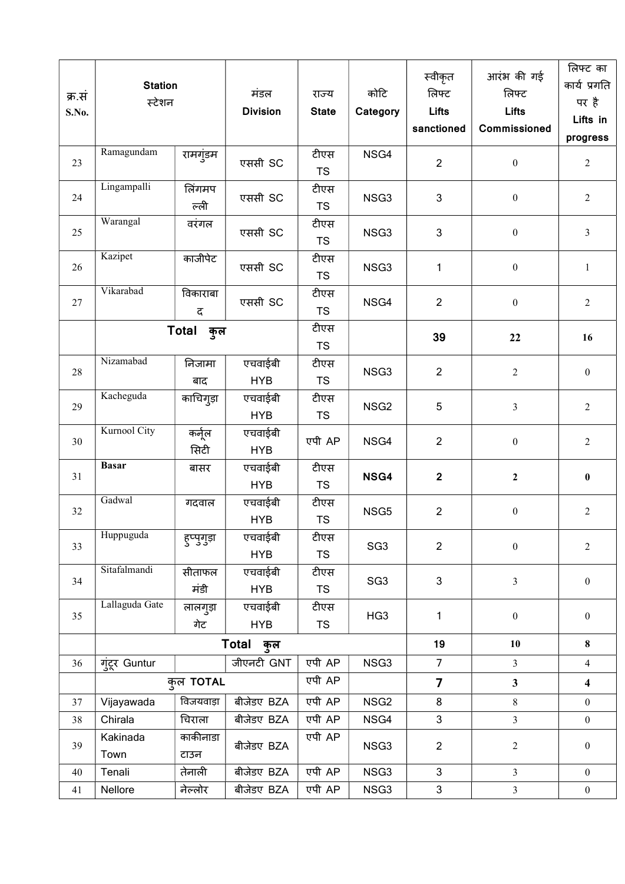| क्र.सं S.No. | Station स्टेशन | | मंडल Division | राज्य State | कोटि Category | स्वीकृत लिफ्ट Lifts sanctioned | आरंभ की गई लिफ्ट Lifts Commissioned | लिफ्ट का कार्य प्रगति पर है Lifts in progress |
|---|---|---|---|---|---|---|---|---|
| 23 | Ramagundam | रामगुंडम | एससी SC | टीएस TS | NSG4 | 2 | 0 | 2 |
| 24 | Lingampalli | लिंगमपल्ली | एससी SC | टीएस TS | NSG3 | 3 | 0 | 2 |
| 25 | Warangal | वरंगल | एससी SC | टीएस TS | NSG3 | 3 | 0 | 3 |
| 26 | Kazipet | काजीपेट | एससी SC | टीएस TS | NSG3 | 1 | 0 | 1 |
| 27 | Vikarabad | विकाराबाद | एससी SC | टीएस TS | NSG4 | 2 | 0 | 2 |
| | **Total कुल** | | | टीएस TS | | **39** | **22** | **16** |
| 28 | Nizamabad | निजामाबाद | एचवाईबी HYB | टीएस TS | NSG3 | 2 | 2 | 0 |
| 29 | Kacheguda | काचिगुड़ा | एचवाईबी HYB | टीएस TS | NSG2 | 5 | 3 | 2 |
| 30 | Kurnool City | कर्नूल सिटी | एचवाईबी HYB | एपी AP | NSG4 | 2 | 0 | 2 |
| 31 | **Basar** | बासर | एचवाईबी HYB | टीएस TS | **NSG4** | **2** | **2** | **0** |
| 32 | Gadwal | गदवाल | एचवाईबी HYB | टीएस TS | NSG5 | 2 | 0 | 2 |
| 33 | Huppuguda | हुप्पुगुड़ा | एचवाईबी HYB | टीएस TS | SG3 | 2 | 0 | 2 |
| 34 | Sitafalmandi | सीताफलमंडी | एचवाईबी HYB | टीएस TS | SG3 | 3 | 3 | 0 |
| 35 | Lallaguda Gate | लालगुड़ा गेट | एचवाईबी HYB | टीएस TS | HG3 | 1 | 0 | 0 |
| | **Total कुल** | | | | | **19** | **10** | **8** |
| 36 | गुंटूर Guntur | | जीएनटी GNT | एपी AP | NSG3 | 7 | 3 | 4 |
| | **कुल TOTAL** | | | एपी AP | | **7** | **3** | **4** |
| 37 | Vijayawada | विजयवाड़ा | बीजेडए BZA | एपी AP | NSG2 | 8 | 8 | 0 |
| 38 | Chirala | चिराला | बीजेडए BZA | एपी AP | NSG4 | 3 | 3 | 0 |
| 39 | Kakinada Town | काकीनाडा टाउन | बीजेडए BZA | एपी AP | NSG3 | 2 | 2 | 0 |
| 40 | Tenali | तेनाली | बीजेडए BZA | एपी AP | NSG3 | 3 | 3 | 0 |
| 41 | Nellore | नेल्लोर | बीजेडए BZA | एपी AP | NSG3 | 3 | 3 | 0 |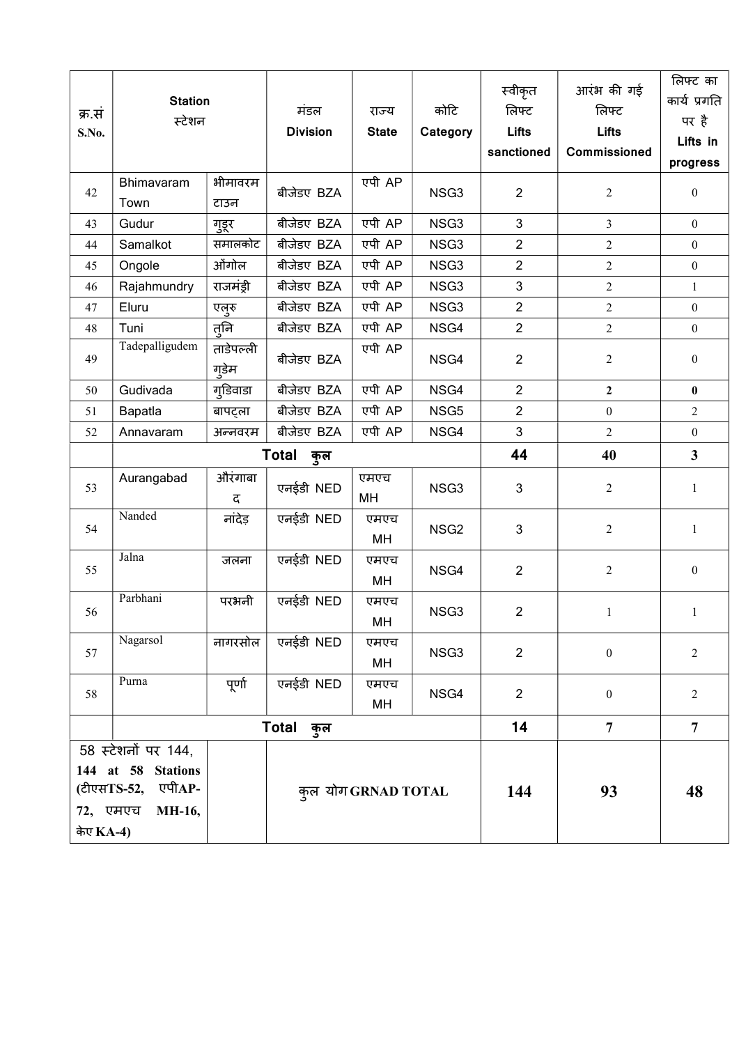| क्र.सं S.No. | Station स्टेशन | | मंडल Division | राज्य State | कोटि Category | स्वीकृत लिफ्ट Lifts sanctioned | आरंभ की गई लिफ्ट Lifts Commissioned | लिफ्ट का कार्य प्रगति पर है Lifts in progress |
|---|---|---|---|---|---|---|---|---|
| 42 | Bhimavaram Town | भीमावरम टाउन | बीजेडए BZA | एपी AP | NSG3 | 2 | 2 | 0 |
| 43 | Gudur | गुडूर | बीजेडए BZA | एपी AP | NSG3 | 3 | 3 | 0 |
| 44 | Samalkot | समालकोट | बीजेडए BZA | एपी AP | NSG3 | 2 | 2 | 0 |
| 45 | Ongole | ओंगोल | बीजेडए BZA | एपी AP | NSG3 | 2 | 2 | 0 |
| 46 | Rajahmundry | राजमंड्री | बीजेडए BZA | एपी AP | NSG3 | 3 | 2 | 1 |
| 47 | Eluru | एलुरु | बीजेडए BZA | एपी AP | NSG3 | 2 | 2 | 0 |
| 48 | Tuni | तुनि | बीजेडए BZA | एपी AP | NSG4 | 2 | 2 | 0 |
| 49 | Tadepalligudem | ताडेपल्ली गुडेम | बीजेडए BZA | एपी AP | NSG4 | 2 | 2 | 0 |
| 50 | Gudivada | गुडिवाडा | बीजेडए BZA | एपी AP | NSG4 | 2 | **2** | **0** |
| 51 | Bapatla | बापट्ला | बीजेडए BZA | एपी AP | NSG5 | 2 | 0 | 2 |
| 52 | Annavaram | अन्नवरम | बीजेडए BZA | एपी AP | NSG4 | 3 | 2 | 0 |
| | **Total कुल** | | | | | **44** | **40** | **3** |
| 53 | Aurangabad | औरंगाबाद | एनईडी NED | एमएच MH | NSG3 | 3 | 2 | 1 |
| 54 | Nanded | नांदेड़ | एनईडी NED | एमएच MH | NSG2 | 3 | 2 | 1 |
| 55 | Jalna | जलना | एनईडी NED | एमएच MH | NSG4 | 2 | 2 | 0 |
| 56 | Parbhani | परभनी | एनईडी NED | एमएच MH | NSG3 | 2 | 1 | 1 |
| 57 | Nagarsol | नागरसोल | एनईडी NED | एमएच MH | NSG3 | 2 | 0 | 2 |
| 58 | Purna | पूर्णा | एनईडी NED | एमएच MH | NSG4 | 2 | 0 | 2 |
| | **Total कुल** | | | | | **14** | **7** | **7** |
| 58 स्टेशनों पर 144, **144 at 58 Stations (टीएसTS-52, एपीAP-72, एमएच MH-16, केए KA-4)** | | | **कुल योग GRNAD TOTAL** | | | **144** | **93** | **48** |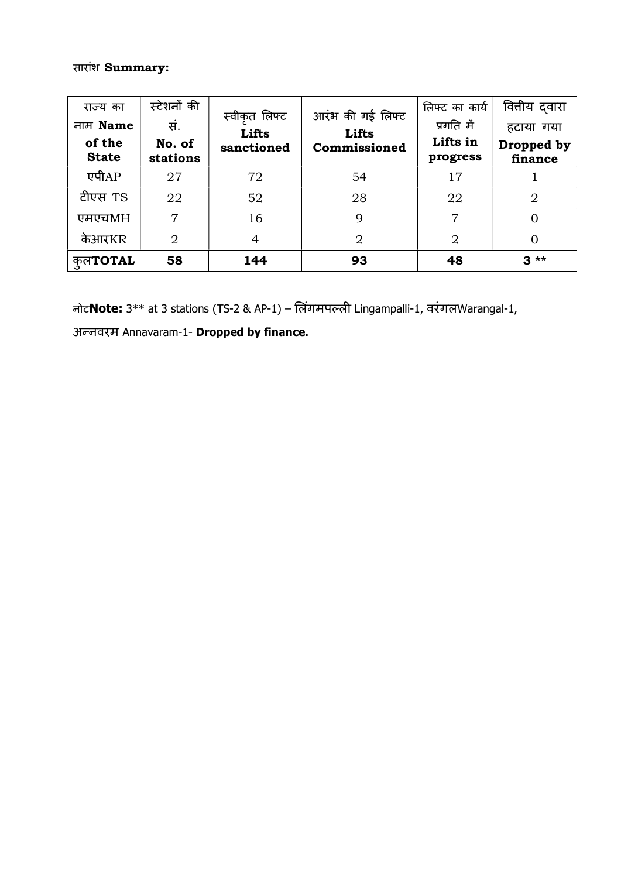सारांश **Summary:**

| राज्य का नाम **Name of the State** | स्टेशनों की सं. **No. of stations** | स्वीकृत लिफ्ट **Lifts sanctioned** | आरंभ की गई लिफ्ट **Lifts Commissioned** | लिफ्ट का कार्य प्रगति में **Lifts in progress** | वित्तीय द्वारा हटाया गया **Dropped by finance** |
|---|---|---|---|---|---|
| एपीAP | 27 | 72 | 54 | 17 | 1 |
| टीएस TS | 22 | 52 | 28 | 22 | 2 |
| एमएचMH | 7 | 16 | 9 | 7 | 0 |
| केआरKR | 2 | 4 | 2 | 2 | 0 |
| कुल**TOTAL** | **58** | **144** | **93** | **48** | **3 \*\*** |

नोट**Note:** 3** at 3 stations (TS-2 & AP-1) – लिंगमपल्ली Lingampalli-1, वरंगलWarangal-1, अन्नवरम Annavaram-1- **Dropped by finance.**